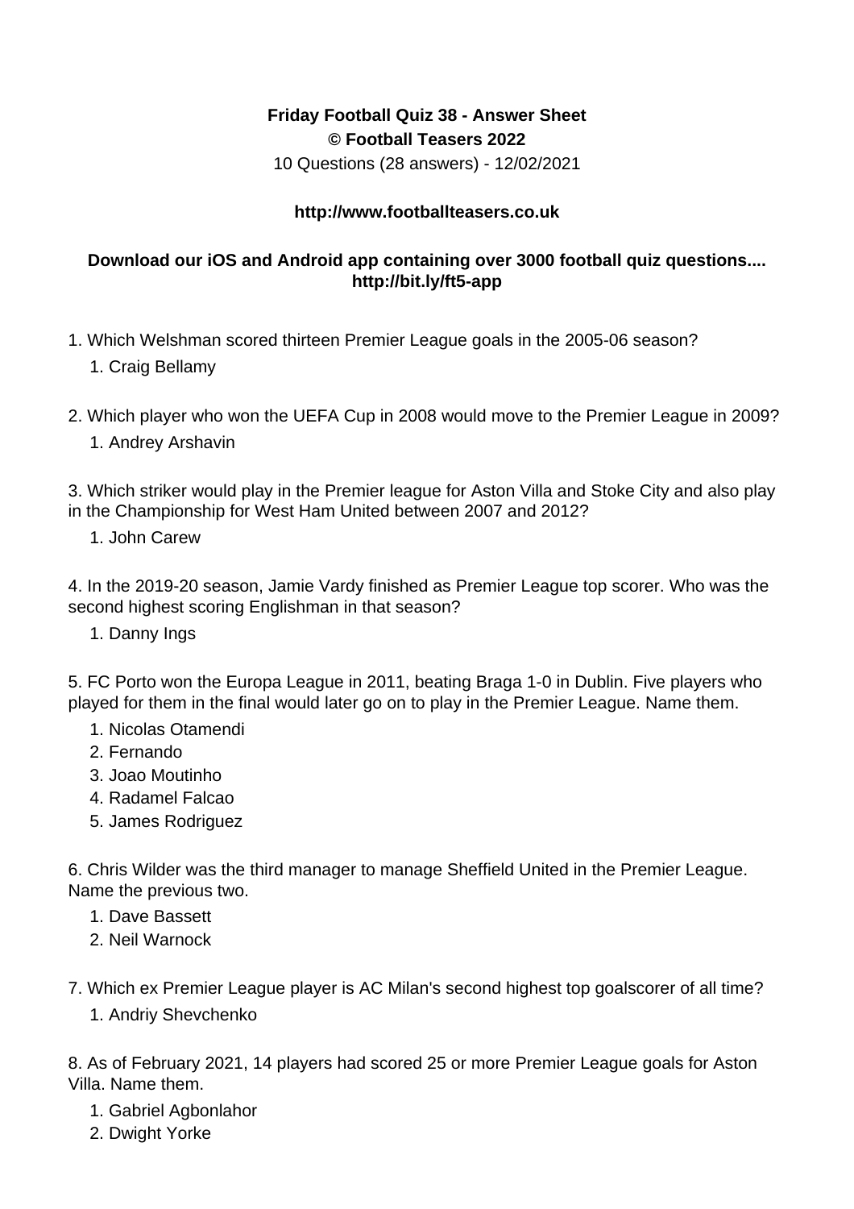**Friday Football Quiz 38 - Answer Sheet**
**© Football Teasers 2022**
10 Questions (28 answers) - 12/02/2021

**http://www.footballteasers.co.uk**

**Download our iOS and Android app containing over 3000 football quiz questions.... http://bit.ly/ft5-app**

1. Which Welshman scored thirteen Premier League goals in the 2005-06 season?
    1. Craig Bellamy

2. Which player who won the UEFA Cup in 2008 would move to the Premier League in 2009?
    1. Andrey Arshavin

3. Which striker would play in the Premier league for Aston Villa and Stoke City and also play in the Championship for West Ham United between 2007 and 2012?
    1. John Carew

4. In the 2019-20 season, Jamie Vardy finished as Premier League top scorer. Who was the second highest scoring Englishman in that season?
    1. Danny Ings

5. FC Porto won the Europa League in 2011, beating Braga 1-0 in Dublin. Five players who played for them in the final would later go on to play in the Premier League. Name them.
    1. Nicolas Otamendi
    2. Fernando
    3. Joao Moutinho
    4. Radamel Falcao
    5. James Rodriguez

6. Chris Wilder was the third manager to manage Sheffield United in the Premier League. Name the previous two.
    1. Dave Bassett
    2. Neil Warnock

7. Which ex Premier League player is AC Milan's second highest top goalscorer of all time?
    1. Andriy Shevchenko

8. As of February 2021, 14 players had scored 25 or more Premier League goals for Aston Villa. Name them.
    1. Gabriel Agbonlahor
    2. Dwight Yorke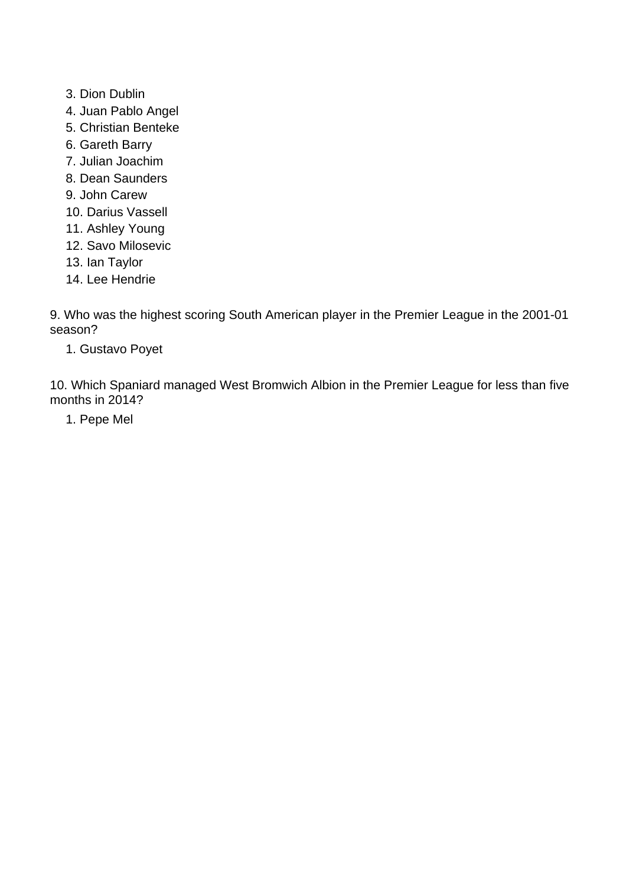3. Dion Dublin
4. Juan Pablo Angel
5. Christian Benteke
6. Gareth Barry
7. Julian Joachim
8. Dean Saunders
9. John Carew
10. Darius Vassell
11. Ashley Young
12. Savo Milosevic
13. Ian Taylor
14. Lee Hendrie

9. Who was the highest scoring South American player in the Premier League in the 2001-01 season?

1. Gustavo Poyet

10. Which Spaniard managed West Bromwich Albion in the Premier League for less than five months in 2014?

1. Pepe Mel